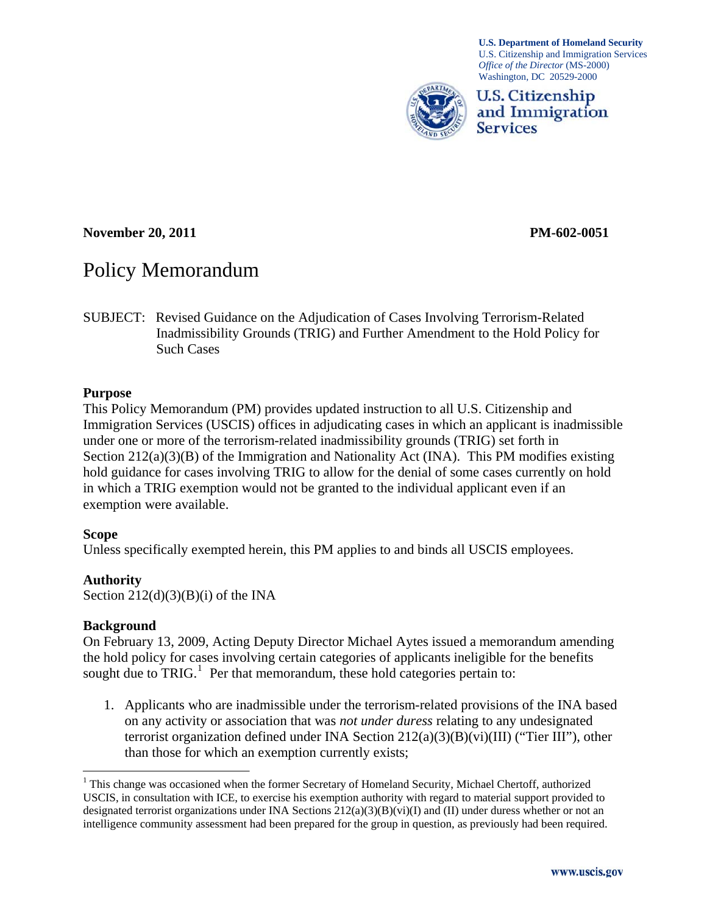**U.S. Department of Homeland Security**
U.S. Citizenship and Immigration Services
*Office of the Director* (MS-2000)
Washington, DC 20529-2000

**U.S. Citizenship and Immigration Services**

**November 20, 2011** **PM-602-0051**

# Policy Memorandum

SUBJECT: Revised Guidance on the Adjudication of Cases Involving Terrorism-Related Inadmissibility Grounds (TRIG) and Further Amendment to the Hold Policy for Such Cases

### Purpose

This Policy Memorandum (PM) provides updated instruction to all U.S. Citizenship and Immigration Services (USCIS) offices in adjudicating cases in which an applicant is inadmissible under one or more of the terrorism-related inadmissibility grounds (TRIG) set forth in Section 212(a)(3)(B) of the Immigration and Nationality Act (INA). This PM modifies existing hold guidance for cases involving TRIG to allow for the denial of some cases currently on hold in which a TRIG exemption would not be granted to the individual applicant even if an exemption were available.

### Scope

Unless specifically exempted herein, this PM applies to and binds all USCIS employees.

### Authority

Section 212(d)(3)(B)(i) of the INA

### Background

On February 13, 2009, Acting Deputy Director Michael Aytes issued a memorandum amending the hold policy for cases involving certain categories of applicants ineligible for the benefits sought due to TRIG.[1] Per that memorandum, these hold categories pertain to:

1. Applicants who are inadmissible under the terrorism-related provisions of the INA based on any activity or association that was *not under duress* relating to any undesignated terrorist organization defined under INA Section 212(a)(3)(B)(vi)(III) ("Tier III"), other than those for which an exemption currently exists;

[1] This change was occasioned when the former Secretary of Homeland Security, Michael Chertoff, authorized USCIS, in consultation with ICE, to exercise his exemption authority with regard to material support provided to designated terrorist organizations under INA Sections 212(a)(3)(B)(vi)(I) and (II) under duress whether or not an intelligence community assessment had been prepared for the group in question, as previously had been required.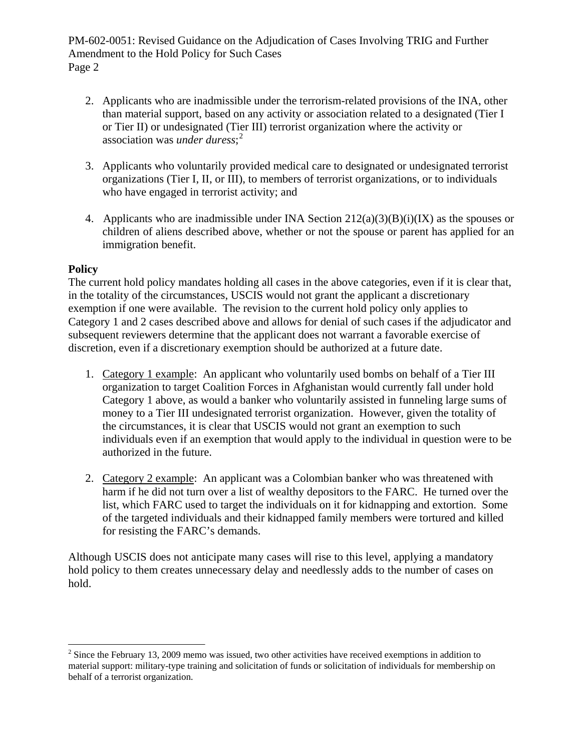2. Applicants who are inadmissible under the terrorism-related provisions of the INA, other than material support, based on any activity or association related to a designated (Tier I or Tier II) or undesignated (Tier III) terrorist organization where the activity or association was *under duress*;[2]

3. Applicants who voluntarily provided medical care to designated or undesignated terrorist organizations (Tier I, II, or III), to members of terrorist organizations, or to individuals who have engaged in terrorist activity; and

4. Applicants who are inadmissible under INA Section 212(a)(3)(B)(i)(IX) as the spouses or children of aliens described above, whether or not the spouse or parent has applied for an immigration benefit.

**Policy**

The current hold policy mandates holding all cases in the above categories, even if it is clear that, in the totality of the circumstances, USCIS would not grant the applicant a discretionary exemption if one were available. The revision to the current hold policy only applies to Category 1 and 2 cases described above and allows for denial of such cases if the adjudicator and subsequent reviewers determine that the applicant does not warrant a favorable exercise of discretion, even if a discretionary exemption should be authorized at a future date.

1. Category 1 example: An applicant who voluntarily used bombs on behalf of a Tier III organization to target Coalition Forces in Afghanistan would currently fall under hold Category 1 above, as would a banker who voluntarily assisted in funneling large sums of money to a Tier III undesignated terrorist organization. However, given the totality of the circumstances, it is clear that USCIS would not grant an exemption to such individuals even if an exemption that would apply to the individual in question were to be authorized in the future.

2. Category 2 example: An applicant was a Colombian banker who was threatened with harm if he did not turn over a list of wealthy depositors to the FARC. He turned over the list, which FARC used to target the individuals on it for kidnapping and extortion. Some of the targeted individuals and their kidnapped family members were tortured and killed for resisting the FARC's demands.

Although USCIS does not anticipate many cases will rise to this level, applying a mandatory hold policy to them creates unnecessary delay and needlessly adds to the number of cases on hold.

[2] Since the February 13, 2009 memo was issued, two other activities have received exemptions in addition to material support: military-type training and solicitation of funds or solicitation of individuals for membership on behalf of a terrorist organization.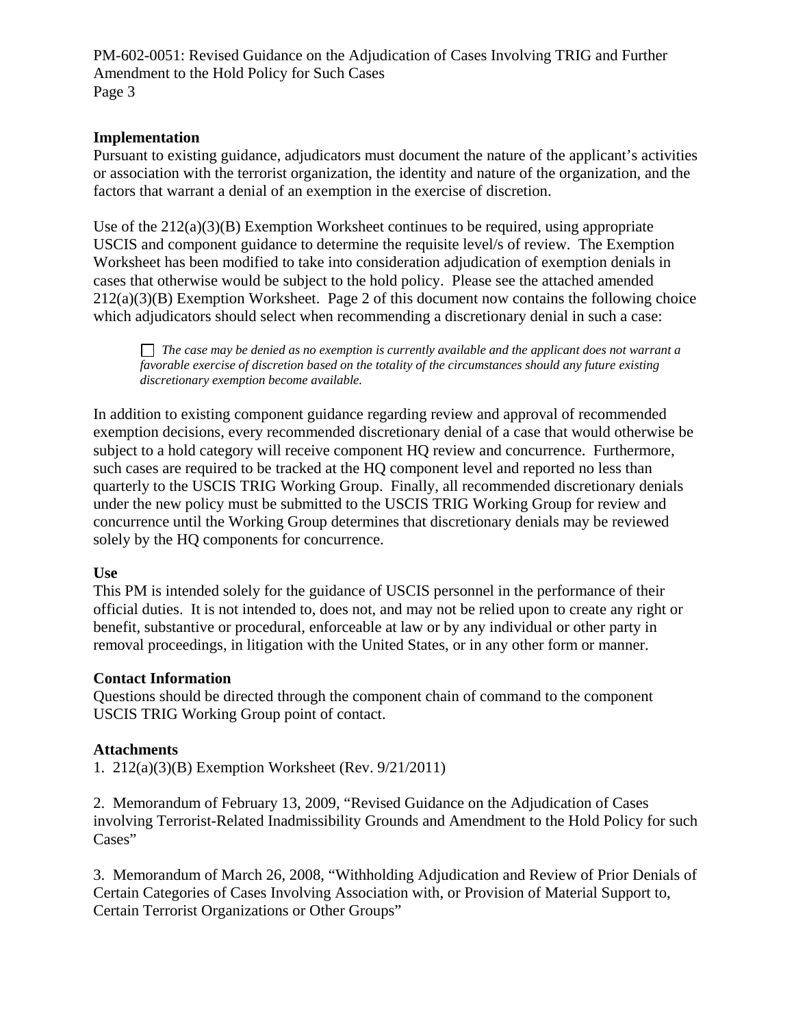**Implementation**

Pursuant to existing guidance, adjudicators must document the nature of the applicant's activities or association with the terrorist organization, the identity and nature of the organization, and the factors that warrant a denial of an exemption in the exercise of discretion.

Use of the 212(a)(3)(B) Exemption Worksheet continues to be required, using appropriate USCIS and component guidance to determine the requisite level/s of review. The Exemption Worksheet has been modified to take into consideration adjudication of exemption denials in cases that otherwise would be subject to the hold policy. Please see the attached amended 212(a)(3)(B) Exemption Worksheet. Page 2 of this document now contains the following choice which adjudicators should select when recommending a discretionary denial in such a case:

> ☐ *The case may be denied as no exemption is currently available and the applicant does not warrant a favorable exercise of discretion based on the totality of the circumstances should any future existing discretionary exemption become available.*

In addition to existing component guidance regarding review and approval of recommended exemption decisions, every recommended discretionary denial of a case that would otherwise be subject to a hold category will receive component HQ review and concurrence. Furthermore, such cases are required to be tracked at the HQ component level and reported no less than quarterly to the USCIS TRIG Working Group. Finally, all recommended discretionary denials under the new policy must be submitted to the USCIS TRIG Working Group for review and concurrence until the Working Group determines that discretionary denials may be reviewed solely by the HQ components for concurrence.

**Use**

This PM is intended solely for the guidance of USCIS personnel in the performance of their official duties. It is not intended to, does not, and may not be relied upon to create any right or benefit, substantive or procedural, enforceable at law or by any individual or other party in removal proceedings, in litigation with the United States, or in any other form or manner.

**Contact Information**

Questions should be directed through the component chain of command to the component USCIS TRIG Working Group point of contact.

**Attachments**

1. 212(a)(3)(B) Exemption Worksheet (Rev. 9/21/2011)

2. Memorandum of February 13, 2009, "Revised Guidance on the Adjudication of Cases involving Terrorist-Related Inadmissibility Grounds and Amendment to the Hold Policy for such Cases"

3. Memorandum of March 26, 2008, "Withholding Adjudication and Review of Prior Denials of Certain Categories of Cases Involving Association with, or Provision of Material Support to, Certain Terrorist Organizations or Other Groups"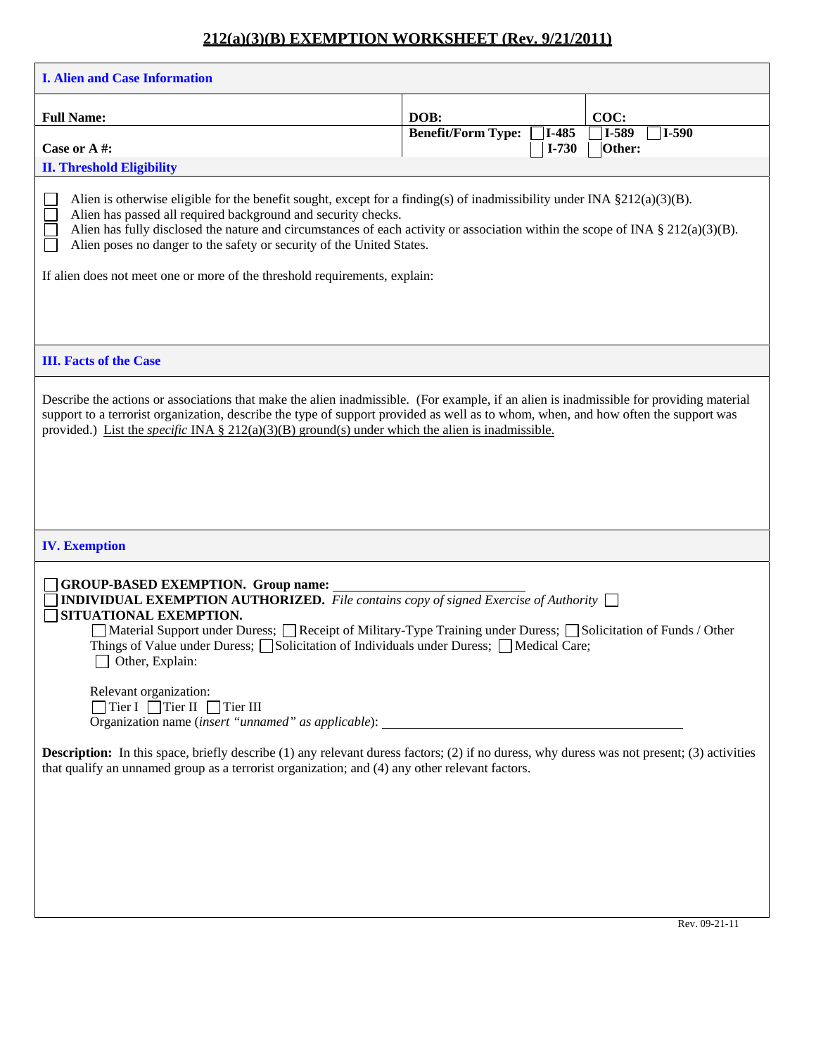# 212(a)(3)(B) EXEMPTION WORKSHEET (Rev. 9/21/2011)

## I. Alien and Case Information

| **Full Name:** | **DOB:** | **COC:** |
|---|---|---|
| **Case or A #:** | **Benefit/Form Type:** ☐ **I-485** ☐ **I-730** | ☐ **I-589** ☐ **I-590** ☐ **Other:** |

## II. Threshold Eligibility

- ☐ Alien is otherwise eligible for the benefit sought, except for a finding(s) of inadmissibility under INA §212(a)(3)(B).
- ☐ Alien has passed all required background and security checks.
- ☐ Alien has fully disclosed the nature and circumstances of each activity or association within the scope of INA § 212(a)(3)(B).
- ☐ Alien poses no danger to the safety or security of the United States.

If alien does not meet one or more of the threshold requirements, explain:

## III. Facts of the Case

Describe the actions or associations that make the alien inadmissible. (For example, if an alien is inadmissible for providing material support to a terrorist organization, describe the type of support provided as well as to whom, when, and how often the support was provided.) List the *specific* INA § 212(a)(3)(B) ground(s) under which the alien is inadmissible.

## IV. Exemption

☐ **GROUP-BASED EXEMPTION. Group name:** \_\_\_\_\_\_\_\_\_\_\_\_\_\_\_\_\_\_\_\_\_\_\_\_\_\_

☐ **INDIVIDUAL EXEMPTION AUTHORIZED.** *File contains copy of signed Exercise of Authority* ☐

☐ **SITUATIONAL EXEMPTION.**

☐ Material Support under Duress; ☐ Receipt of Military-Type Training under Duress; ☐ Solicitation of Funds / Other Things of Value under Duress; ☐ Solicitation of Individuals under Duress; ☐ Medical Care;
☐ Other, Explain:

Relevant organization:
☐ Tier I ☐ Tier II ☐ Tier III
Organization name (*insert "unnamed" as applicable*): \_\_\_\_\_\_\_\_\_\_\_\_\_\_\_\_\_\_\_\_\_\_\_\_\_\_\_\_\_\_\_\_\_\_\_\_\_\_\_\_\_\_

**Description:** In this space, briefly describe (1) any relevant duress factors; (2) if no duress, why duress was not present; (3) activities that qualify an unnamed group as a terrorist organization; and (4) any other relevant factors.

Rev. 09-21-11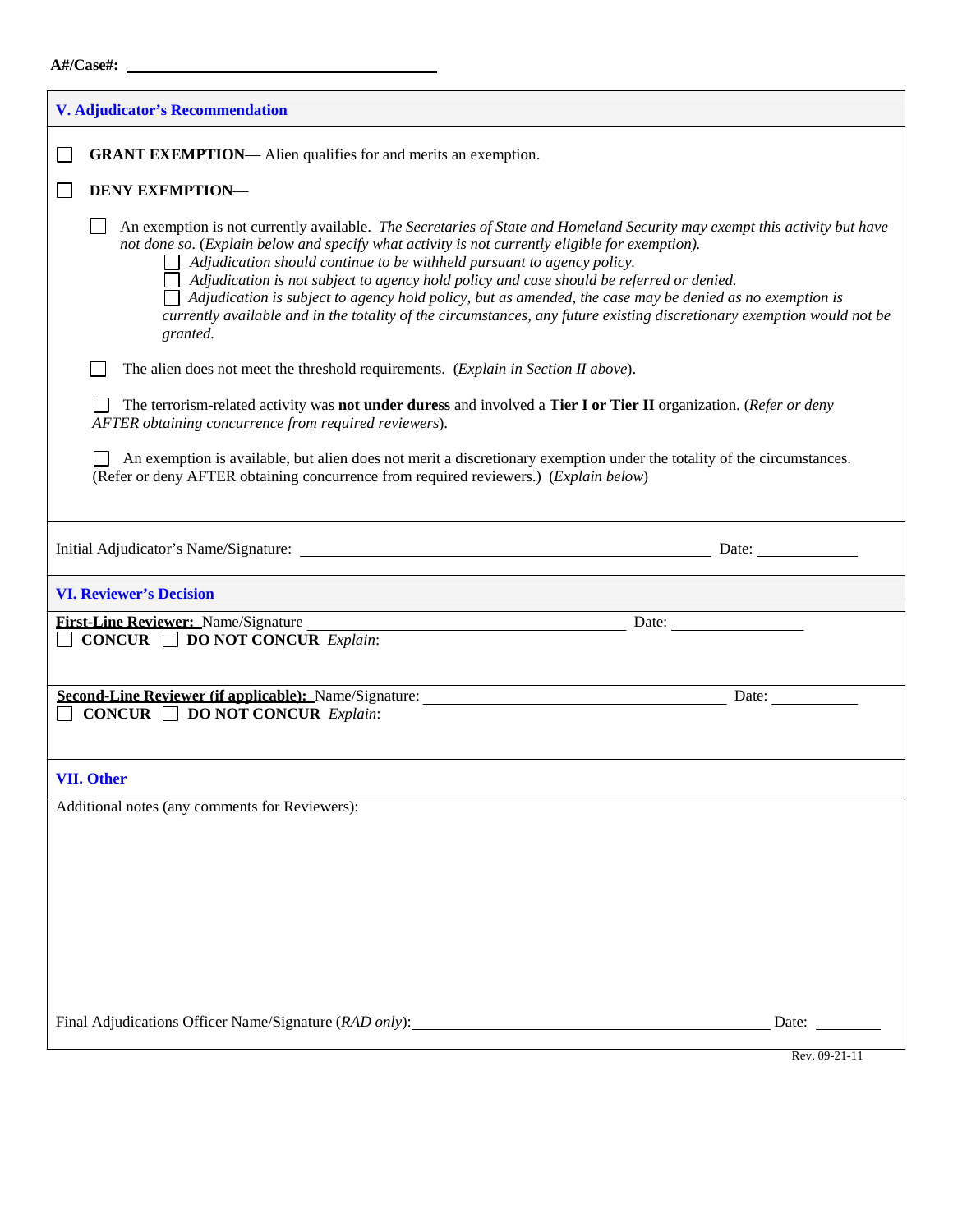**A#/Case#:** ______________________________

## V. Adjudicator's Recommendation

☐ **GRANT EXEMPTION**— Alien qualifies for and merits an exemption.

☐ **DENY EXEMPTION**—

- ☐ An exemption is not currently available. *The Secretaries of State and Homeland Security may exempt this activity but have not done so*. (*Explain below and specify what activity is not currently eligible for exemption).*
  - ☐ *Adjudication should continue to be withheld pursuant to agency policy.*
  - ☐ *Adjudication is not subject to agency hold policy and case should be referred or denied.*
  - ☐ *Adjudication is subject to agency hold policy, but as amended, the case may be denied as no exemption is currently available and in the totality of the circumstances, any future existing discretionary exemption would not be granted.*

- ☐ The alien does not meet the threshold requirements. (*Explain in Section II above*).

- ☐ The terrorism-related activity was **not under duress** and involved a **Tier I or Tier II** organization. (*Refer or deny AFTER obtaining concurrence from required reviewers*).

- ☐ An exemption is available, but alien does not merit a discretionary exemption under the totality of the circumstances. (Refer or deny AFTER obtaining concurrence from required reviewers.) (*Explain below*)

Initial Adjudicator's Name/Signature: ______________________________ Date: __________

## VI. Reviewer's Decision

**First-Line Reviewer:** Name/Signature ______________________________ Date: __________

☐ **CONCUR** ☐ **DO NOT CONCUR** *Explain*:

**Second-Line Reviewer (if applicable):** Name/Signature: ______________________________ Date: __________

☐ **CONCUR** ☐ **DO NOT CONCUR** *Explain*:

## VII. Other

Additional notes (any comments for Reviewers):

Final Adjudications Officer Name/Signature (*RAD only*): ______________________________ Date: __________

Rev. 09-21-11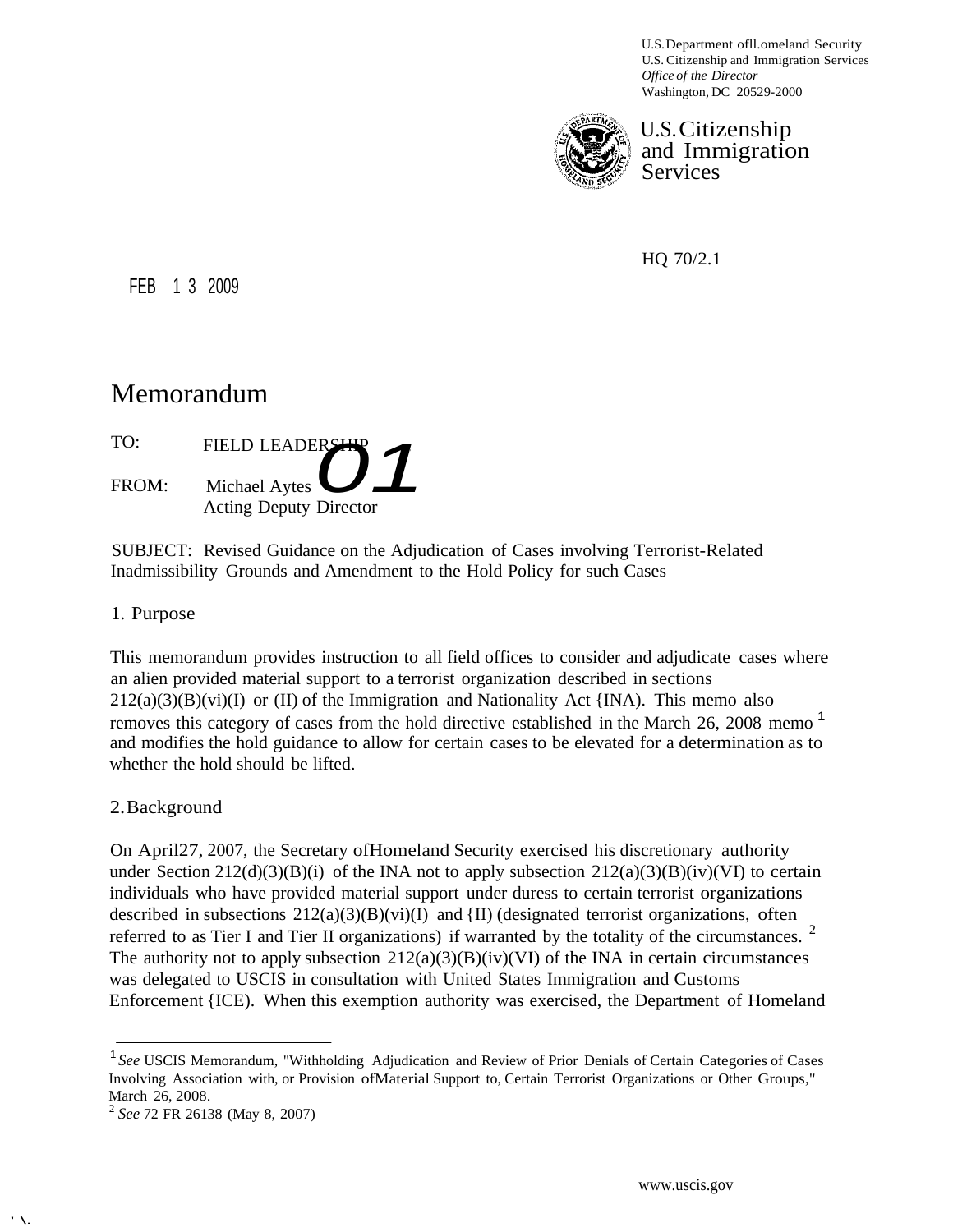U.S. Department ofll.omeland Security
U.S. Citizenship and Immigration Services
*Office of the Director*
Washington, DC 20529-2000

U.S. Citizenship and Immigration Services

HQ 70/2.1

FEB 1 3 2009

# Memorandum

TO: FIELD LEADERSHIP

FROM: Michael Aytes
Acting Deputy Director

SUBJECT: Revised Guidance on the Adjudication of Cases involving Terrorist-Related Inadmissibility Grounds and Amendment to the Hold Policy for such Cases

## 1. Purpose

This memorandum provides instruction to all field offices to consider and adjudicate cases where an alien provided material support to a terrorist organization described in sections 212(a)(3)(B)(vi)(I) or (II) of the Immigration and Nationality Act {INA). This memo also removes this category of cases from the hold directive established in the March 26, 2008 memo [1] and modifies the hold guidance to allow for certain cases to be elevated for a determination as to whether the hold should be lifted.

## 2. Background

On April27, 2007, the Secretary ofHomeland Security exercised his discretionary authority under Section 212(d)(3)(B)(i) of the INA not to apply subsection 212(a)(3)(B)(iv)(VI) to certain individuals who have provided material support under duress to certain terrorist organizations described in subsections 212(a)(3)(B)(vi)(I) and {II) (designated terrorist organizations, often referred to as Tier I and Tier II organizations) if warranted by the totality of the circumstances. [2] The authority not to apply subsection 212(a)(3)(B)(iv)(VI) of the INA in certain circumstances was delegated to USCIS in consultation with United States Immigration and Customs Enforcement {ICE). When this exemption authority was exercised, the Department of Homeland

---

[1] *See* USCIS Memorandum, "Withholding Adjudication and Review of Prior Denials of Certain Categories of Cases Involving Association with, or Provision ofMaterial Support to, Certain Terrorist Organizations or Other Groups," March 26, 2008.

[2] *See* 72 FR 26138 (May 8, 2007)

www.uscis.gov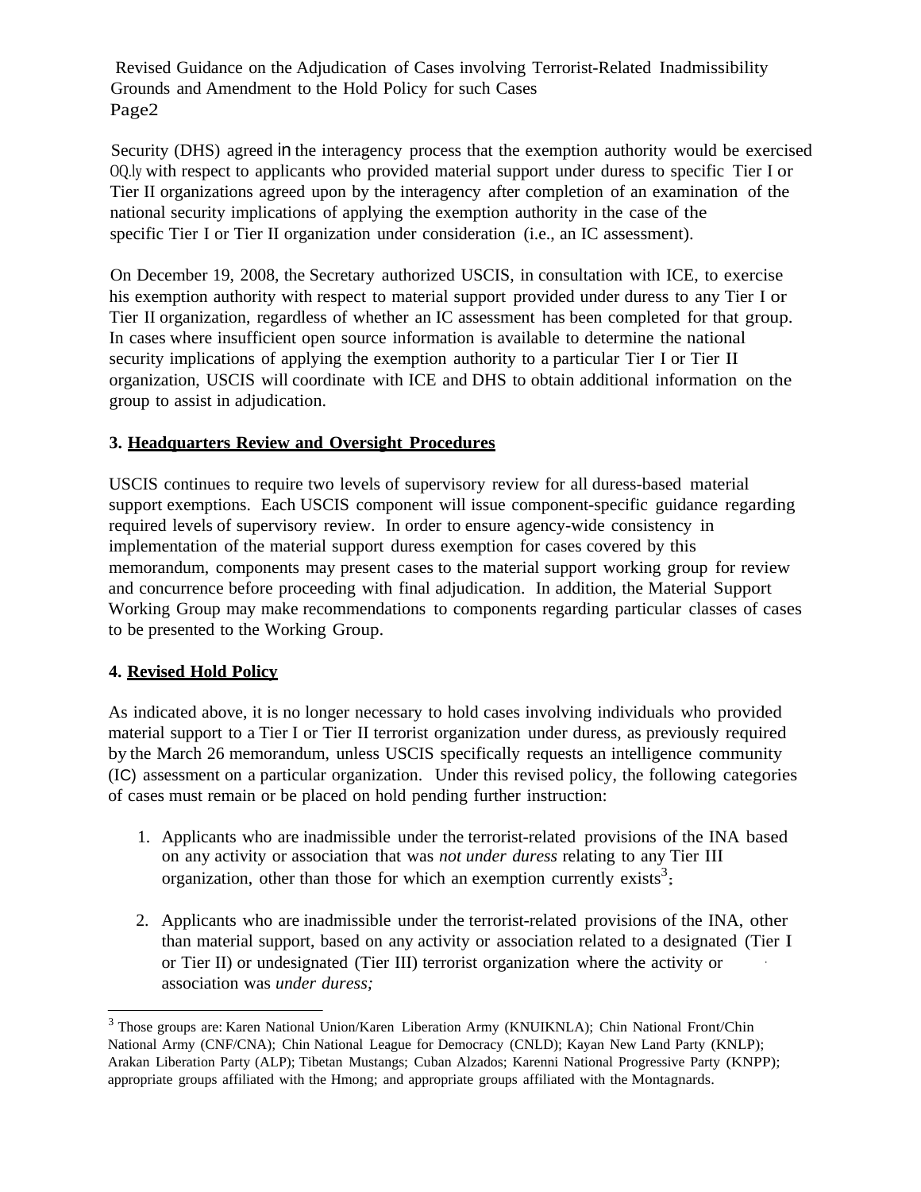Security (DHS) agreed in the interagency process that the exemption authority would be exercised OQ.ly with respect to applicants who provided material support under duress to specific Tier I or Tier II organizations agreed upon by the interagency after completion of an examination of the national security implications of applying the exemption authority in the case of the specific Tier I or Tier II organization under consideration (i.e., an IC assessment).

On December 19, 2008, the Secretary authorized USCIS, in consultation with ICE, to exercise his exemption authority with respect to material support provided under duress to any Tier I or Tier II organization, regardless of whether an IC assessment has been completed for that group. In cases where insufficient open source information is available to determine the national security implications of applying the exemption authority to a particular Tier I or Tier II organization, USCIS will coordinate with ICE and DHS to obtain additional information on the group to assist in adjudication.

**3. Headquarters Review and Oversight Procedures**

USCIS continues to require two levels of supervisory review for all duress-based material support exemptions. Each USCIS component will issue component-specific guidance regarding required levels of supervisory review. In order to ensure agency-wide consistency in implementation of the material support duress exemption for cases covered by this memorandum, components may present cases to the material support working group for review and concurrence before proceeding with final adjudication. In addition, the Material Support Working Group may make recommendations to components regarding particular classes of cases to be presented to the Working Group.

**4. Revised Hold Policy**

As indicated above, it is no longer necessary to hold cases involving individuals who provided material support to a Tier I or Tier II terrorist organization under duress, as previously required by the March 26 memorandum, unless USCIS specifically requests an intelligence community (IC) assessment on a particular organization. Under this revised policy, the following categories of cases must remain or be placed on hold pending further instruction:

1. Applicants who are inadmissible under the terrorist-related provisions of the INA based on any activity or association that was *not under duress* relating to any Tier III organization, other than those for which an exemption currently exists[3];

2. Applicants who are inadmissible under the terrorist-related provisions of the INA, other than material support, based on any activity or association related to a designated (Tier I or Tier II) or undesignated (Tier III) terrorist organization where the activity or association was *under duress;*

[3] Those groups are: Karen National Union/Karen Liberation Army (KNUIKNLA); Chin National Front/Chin National Army (CNF/CNA); Chin National League for Democracy (CNLD); Kayan New Land Party (KNLP); Arakan Liberation Party (ALP); Tibetan Mustangs; Cuban Alzados; Karenni National Progressive Party (KNPP); appropriate groups affiliated with the Hmong; and appropriate groups affiliated with the Montagnards.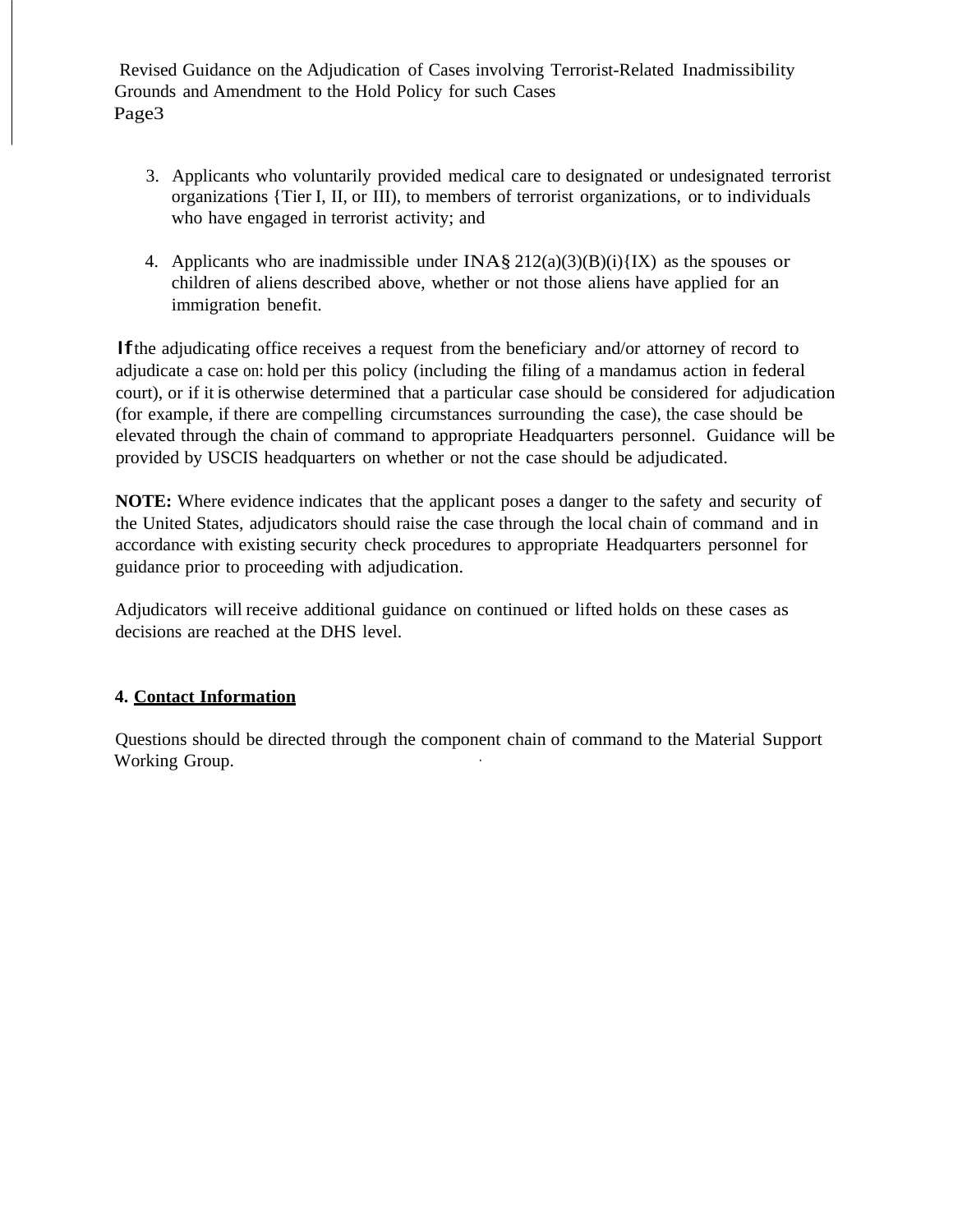3. Applicants who voluntarily provided medical care to designated or undesignated terrorist organizations {Tier I, II, or III), to members of terrorist organizations, or to individuals who have engaged in terrorist activity; and

4. Applicants who are inadmissible under INA § 212(a)(3)(B)(i){IX) as the spouses or children of aliens described above, whether or not those aliens have applied for an immigration benefit.

If the adjudicating office receives a request from the beneficiary and/or attorney of record to adjudicate a case on: hold per this policy (including the filing of a mandamus action in federal court), or if it is otherwise determined that a particular case should be considered for adjudication (for example, if there are compelling circumstances surrounding the case), the case should be elevated through the chain of command to appropriate Headquarters personnel. Guidance will be provided by USCIS headquarters on whether or not the case should be adjudicated.

**NOTE:** Where evidence indicates that the applicant poses a danger to the safety and security of the United States, adjudicators should raise the case through the local chain of command and in accordance with existing security check procedures to appropriate Headquarters personnel for guidance prior to proceeding with adjudication.

Adjudicators will receive additional guidance on continued or lifted holds on these cases as decisions are reached at the DHS level.

**4. <u>Contact Information</u>**

Questions should be directed through the component chain of command to the Material Support Working Group.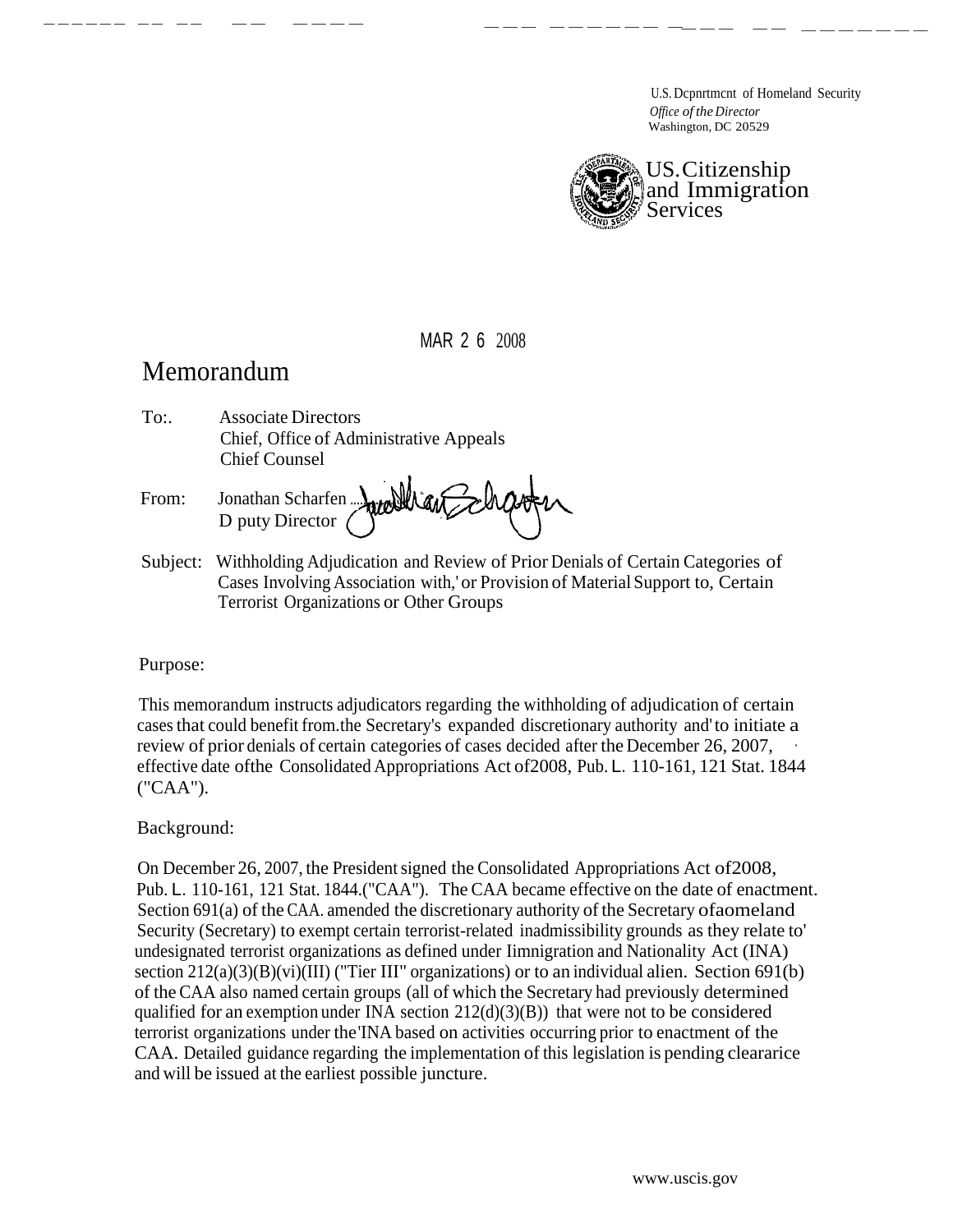U.S. Dcpnrtmcnt of Homeland Security
*Office of the Director*
Washington, DC 20529

US. Citizenship and Immigration Services

MAR 2 6 2008

# Memorandum

To:. Associate Directors
Chief, Office of Administrative Appeals
Chief Counsel

From: Jonathan Scharfen
D puty Director

Subject: Withholding Adjudication and Review of Prior Denials of Certain Categories of Cases Involving Association with,' or Provision of Material Support to, Certain Terrorist Organizations or Other Groups

Purpose:

This memorandum instructs adjudicators regarding the withholding of adjudication of certain cases that could benefit from.the Secretary's expanded discretionary authority and' to initiate a review of prior denials of certain categories of cases decided after the December 26, 2007, effective date ofthe Consolidated Appropriations Act of2008, Pub. L. 110-161, 121 Stat. 1844 ("CAA").

Background:

On December 26, 2007, the President signed the Consolidated Appropriations Act of2008, Pub. L. 110-161, 121 Stat. 1844.("CAA"). The CAA became effective on the date of enactment. Section 691(a) of the CAA. amended the discretionary authority of the Secretary ofaomeland Security (Secretary) to exempt certain terrorist-related inadmissibility grounds as they relate to' undesignated terrorist organizations as defined under Iimnigration and Nationality Act (INA) section 212(a)(3)(B)(vi)(III) ("Tier III" organizations) or to an individual alien. Section 691(b) of the CAA also named certain groups (all of which the Secretary had previously determined qualified for an exemption under INA section 212(d)(3)(B)) that were not to be considered terrorist organizations under the'INA based on activities occurring prior to enactment of the CAA. Detailed guidance regarding the implementation of this legislation is pending clearance and will be issued at the earliest possible juncture.

www.uscis.gov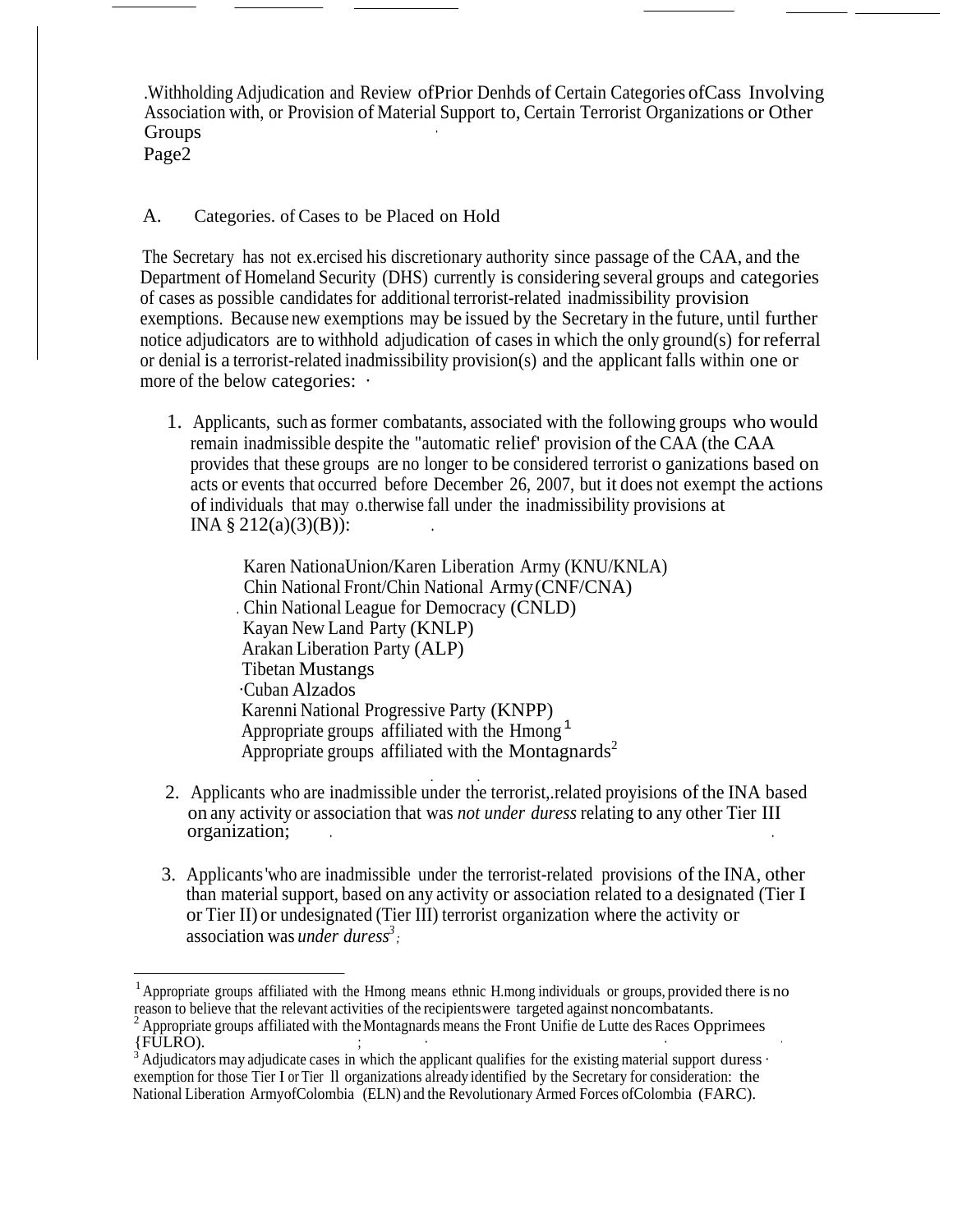A. Categories. of Cases to be Placed on Hold

The Secretary has not ex.ercised his discretionary authority since passage of the CAA, and the Department of Homeland Security (DHS) currently is considering several groups and categories of cases as possible candidates for additional terrorist-related inadmissibility provision exemptions. Because new exemptions may be issued by the Secretary in the future, until further notice adjudicators are to withhold adjudication of cases in which the only ground(s) for referral or denial is a terrorist-related inadmissibility provision(s) and the applicant falls within one or more of the below categories: ·

1. Applicants, such as former combatants, associated with the following groups who would remain inadmissible despite the "automatic relief' provision of the CAA (the CAA provides that these groups are no longer to be considered terrorist o ganizations based on acts or events that occurred before December 26, 2007, but it does not exempt the actions of individuals that may o.therwise fall under the inadmissibility provisions at INA § 212(a)(3)(B)):

   Karen NationaUnion/Karen Liberation Army (KNU/KNLA)
   Chin National Front/Chin National Army (CNF/CNA)
   Chin National League for Democracy (CNLD)
   Kayan New Land Party (KNLP)
   Arakan Liberation Party (ALP)
   Tibetan Mustangs
   Cuban Alzados
   Karenni National Progressive Party (KNPP)
   Appropriate groups affiliated with the Hmong [1]
   Appropriate groups affiliated with the Montagnards[2]

2. Applicants who are inadmissible under the terrorist,.related proyisions of the INA based on any activity or association that was *not under duress* relating to any other Tier III organization;

3. Applicants'who are inadmissible under the terrorist-related provisions of the INA, other than material support, based on any activity or association related to a designated (Tier I or Tier II) or undesignated (Tier III) terrorist organization where the activity or association was *under duress*[3];

[1] Appropriate groups affiliated with the Hmong means ethnic H.mong individuals or groups, provided there is no reason to believe that the relevant activities of the recipientswere targeted against noncombatants.

[2] Appropriate groups affiliated with the Montagnards means the Front Unifie de Lutte des Races Opprimees {FULRO).

[3] Adjudicators may adjudicate cases in which the applicant qualifies for the existing material support duress exemption for those Tier I or Tier II organizations already identified by the Secretary for consideration: the National Liberation ArmyofColombia (ELN) and the Revolutionary Armed Forces ofColombia (FARC).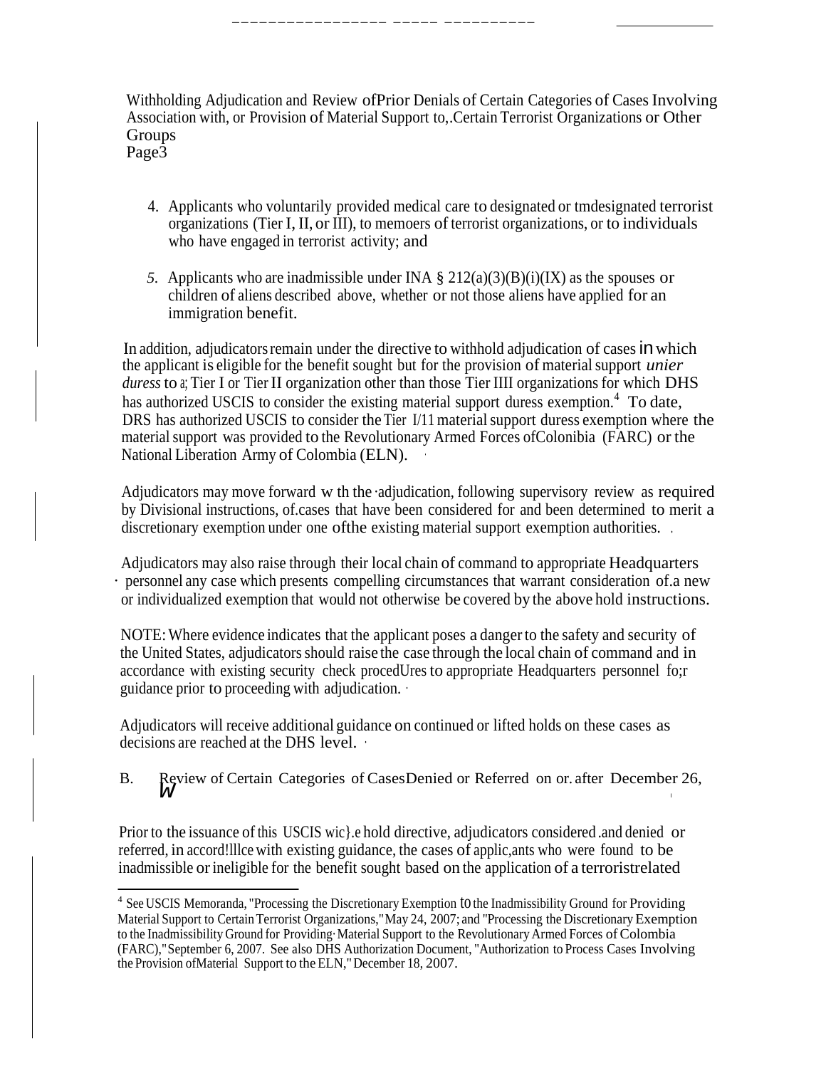4. Applicants who voluntarily provided medical care to designated or tmdesignated terrorist organizations (Tier I, II, or III), to memoers of terrorist organizations, or to individuals who have engaged in terrorist activity; and

5. Applicants who are inadmissible under INA § 212(a)(3)(B)(i)(IX) as the spouses or children of aliens described above, whether or not those aliens have applied for an immigration benefit.

In addition, adjudicators remain under the directive to withhold adjudication of cases in which the applicant is eligible for the benefit sought but for the provision of material support *unier duress* to a; Tier I or Tier II organization other than those Tier IIII organizations for which DHS has authorized USCIS to consider the existing material support duress exemption.[4] To date, DRS has authorized USCIS to consider the Tier I/11 material support duress exemption where the material support was provided to the Revolutionary Armed Forces ofColonibia (FARC) or the National Liberation Army of Colombia (ELN).

Adjudicators may move forward w th the ·adjudication, following supervisory review as required by Divisional instructions, of.cases that have been considered for and been determined to merit a discretionary exemption under one ofthe existing material support exemption authorities.

Adjudicators may also raise through their local chain of command to appropriate Headquarters personnel any case which presents compelling circumstances that warrant consideration of.a new or individualized exemption that would not otherwise be covered by the above hold instructions.

NOTE: Where evidence indicates that the applicant poses a danger to the safety and security of the United States, adjudicators should raise the case through the local chain of command and in accordance with existing security check procedUres to appropriate Headquarters personnel fo;r guidance prior to proceeding with adjudication.

Adjudicators will receive additional guidance on continued or lifted holds on these cases as decisions are reached at the DHS level.

B. Review of Certain Categories of CasesDenied or Referred on or. after December 26, W

Prior to the issuance of this USCIS wic}.e hold directive, adjudicators considered .and denied or referred, in accord!lllce with existing guidance, the cases of applic,ants who were found to be inadmissible or ineligible for the benefit sought based on the application of a terroristrelated

---

[4] See USCIS Memoranda, "Processing the Discretionary Exemption to the Inadmissibility Ground for Providing Material Support to Certain Terrorist Organizations," May 24, 2007; and "Processing the Discretionary Exemption to the Inadmissibility Ground for Providing· Material Support to the Revolutionary Armed Forces of Colombia (FARC)," September 6, 2007. See also DHS Authorization Document, "Authorization to Process Cases Involving the Provision ofMaterial Support to the ELN," December 18, 2007.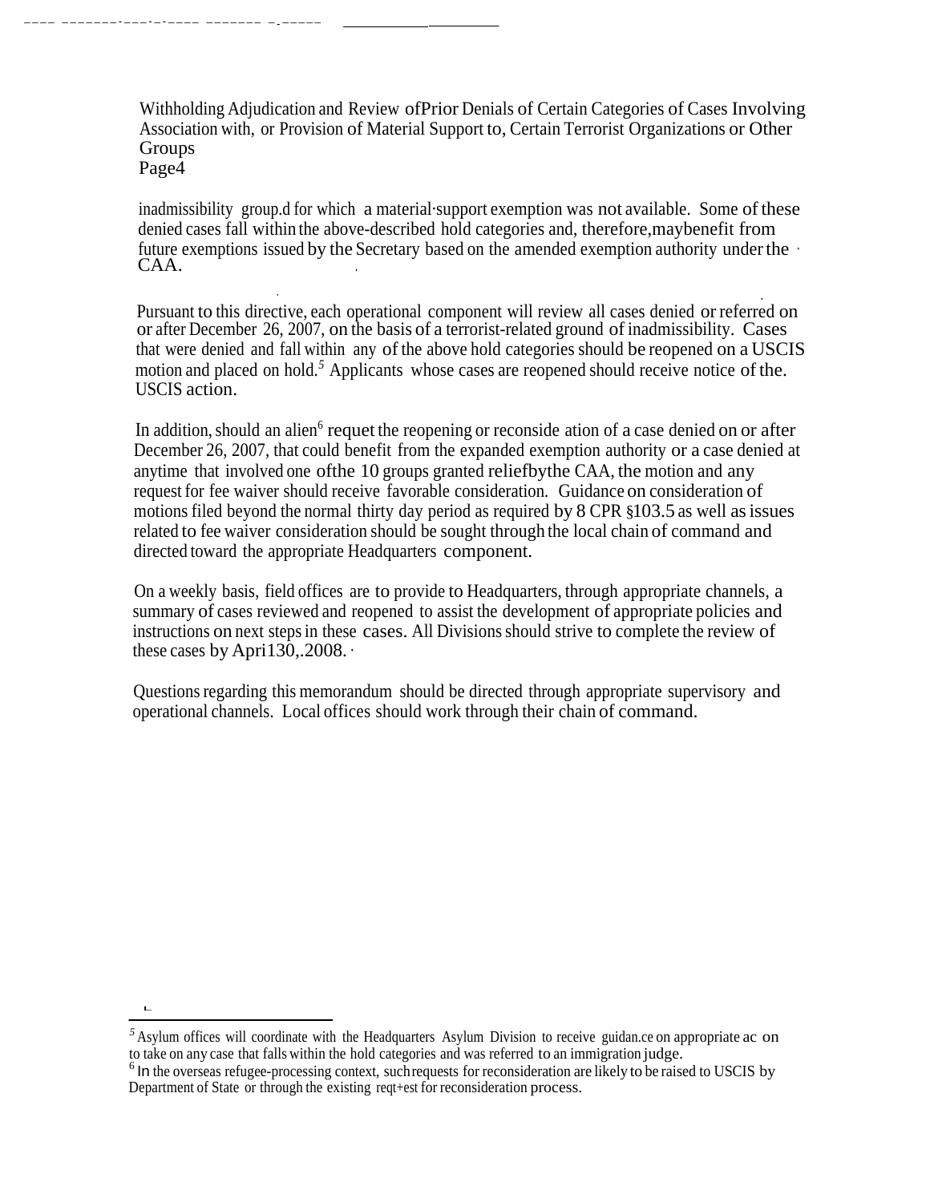inadmissibility group.d for which a material·support exemption was not available. Some of these denied cases fall within the above-described hold categories and, therefore,maybenefit from future exemptions issued by the Secretary based on the amended exemption authority under the CAA.

Pursuant to this directive, each operational component will review all cases denied or referred on or after December 26, 2007, on the basis of a terrorist-related ground of inadmissibility. Cases that were denied and fall within any of the above hold categories should be reopened on a USCIS motion and placed on hold.[5] Applicants whose cases are reopened should receive notice of the. USCIS action.

In addition, should an alien[6] requet the reopening or reconside ation of a case denied on or after December 26, 2007, that could benefit from the expanded exemption authority or a case denied at anytime that involved one ofthe 10 groups granted reliefbythe CAA, the motion and any request for fee waiver should receive favorable consideration. Guidance on consideration of motions filed beyond the normal thirty day period as required by 8 CPR §103.5 as well as issues related to fee waiver consideration should be sought through the local chain of command and directed toward the appropriate Headquarters component.

On a weekly basis, field offices are to provide to Headquarters, through appropriate channels, a summary of cases reviewed and reopened to assist the development of appropriate policies and instructions on next steps in these cases. All Divisions should strive to complete the review of these cases by Apri130,.2008.

Questions regarding this memorandum should be directed through appropriate supervisory and operational channels. Local offices should work through their chain of command.

[5] Asylum offices will coordinate with the Headquarters Asylum Division to receive guidan.ce on appropriate ac on to take on any case that falls within the hold categories and was referred to an immigration judge.

[6] In the overseas refugee-processing context, such requests for reconsideration are likely to be raised to USCIS by Department of State or through the existing reqt+est for reconsideration process.